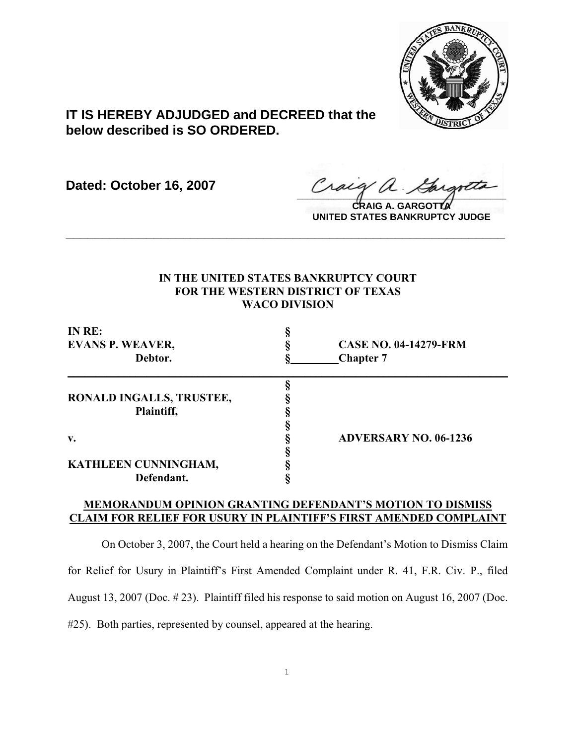**IT IS HEREBY ADJUDGED and DECREED that the below described is SO ORDERED.**

**Dated: October 16, 2007**

**CRAIG A. GARGOTTA**
**UNITED STATES BANKRUPTCY JUDGE**

---

**IN THE UNITED STATES BANKRUPTCY COURT**
**FOR THE WESTERN DISTRICT OF TEXAS**
**WACO DIVISION**

| | | |
|---|---|---|
| **IN RE:** | § | |
| **EVANS P. WEAVER,** | § | **CASE NO. 04-14279-FRM** |
| **Debtor.** | § | **Chapter 7** |

| | | |
|---|---|---|
| | § | |
| **RONALD INGALLS, TRUSTEE,** | § | |
| **Plaintiff,** | § | |
| | § | |
| **v.** | § | **ADVERSARY NO. 06-1236** |
| | § | |
| **KATHLEEN CUNNINGHAM,** | § | |
| **Defendant.** | § | |

## MEMORANDUM OPINION GRANTING DEFENDANT'S MOTION TO DISMISS CLAIM FOR RELIEF FOR USURY IN PLAINTIFF'S FIRST AMENDED COMPLAINT

On October 3, 2007, the Court held a hearing on the Defendant's Motion to Dismiss Claim for Relief for Usury in Plaintiff's First Amended Complaint under R. 41, F.R. Civ. P., filed August 13, 2007 (Doc. # 23). Plaintiff filed his response to said motion on August 16, 2007 (Doc. #25). Both parties, represented by counsel, appeared at the hearing.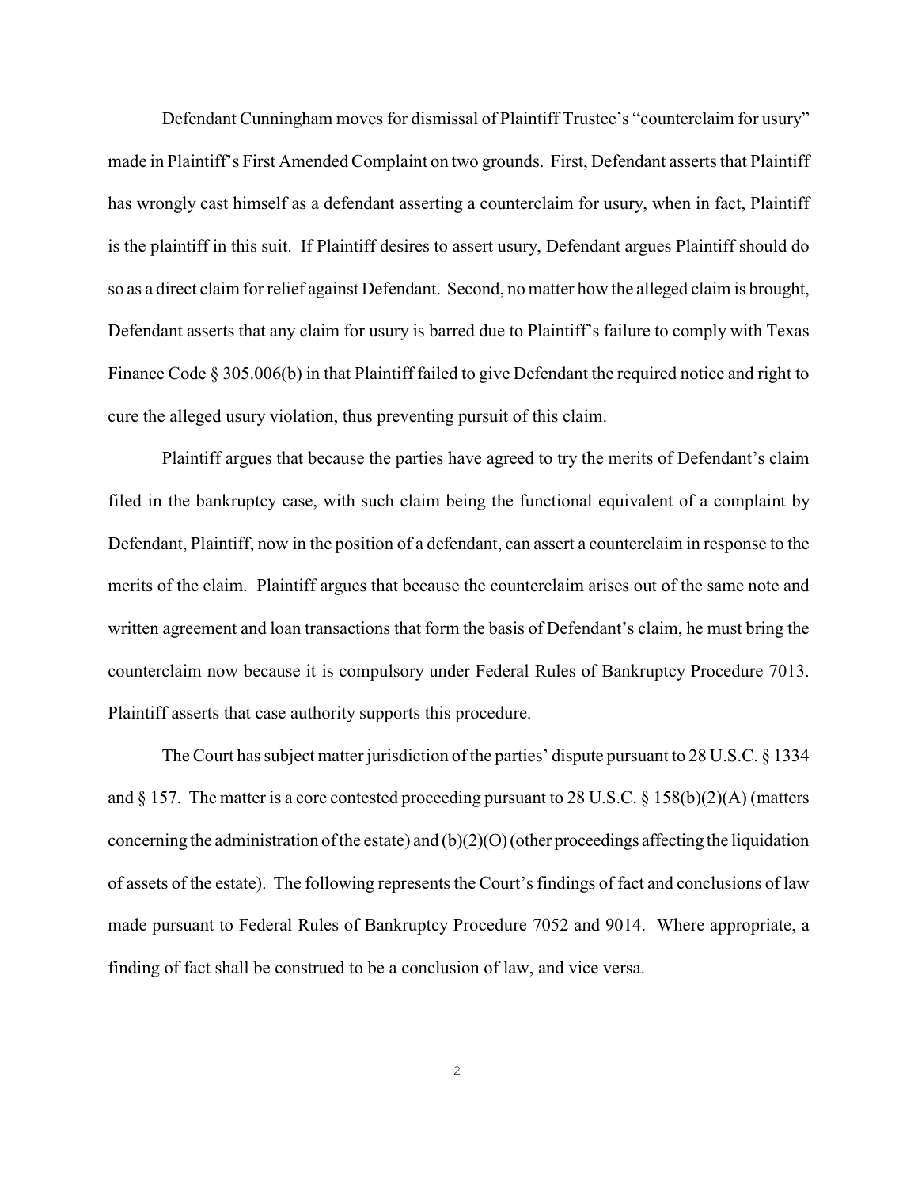Defendant Cunningham moves for dismissal of Plaintiff Trustee's "counterclaim for usury" made in Plaintiff's First Amended Complaint on two grounds. First, Defendant asserts that Plaintiff has wrongly cast himself as a defendant asserting a counterclaim for usury, when in fact, Plaintiff is the plaintiff in this suit. If Plaintiff desires to assert usury, Defendant argues Plaintiff should do so as a direct claim for relief against Defendant. Second, no matter how the alleged claim is brought, Defendant asserts that any claim for usury is barred due to Plaintiff's failure to comply with Texas Finance Code § 305.006(b) in that Plaintiff failed to give Defendant the required notice and right to cure the alleged usury violation, thus preventing pursuit of this claim.

Plaintiff argues that because the parties have agreed to try the merits of Defendant's claim filed in the bankruptcy case, with such claim being the functional equivalent of a complaint by Defendant, Plaintiff, now in the position of a defendant, can assert a counterclaim in response to the merits of the claim. Plaintiff argues that because the counterclaim arises out of the same note and written agreement and loan transactions that form the basis of Defendant's claim, he must bring the counterclaim now because it is compulsory under Federal Rules of Bankruptcy Procedure 7013. Plaintiff asserts that case authority supports this procedure.

The Court has subject matter jurisdiction of the parties' dispute pursuant to 28 U.S.C. § 1334 and § 157. The matter is a core contested proceeding pursuant to 28 U.S.C. § 158(b)(2)(A) (matters concerning the administration of the estate) and (b)(2)(O) (other proceedings affecting the liquidation of assets of the estate). The following represents the Court's findings of fact and conclusions of law made pursuant to Federal Rules of Bankruptcy Procedure 7052 and 9014. Where appropriate, a finding of fact shall be construed to be a conclusion of law, and vice versa.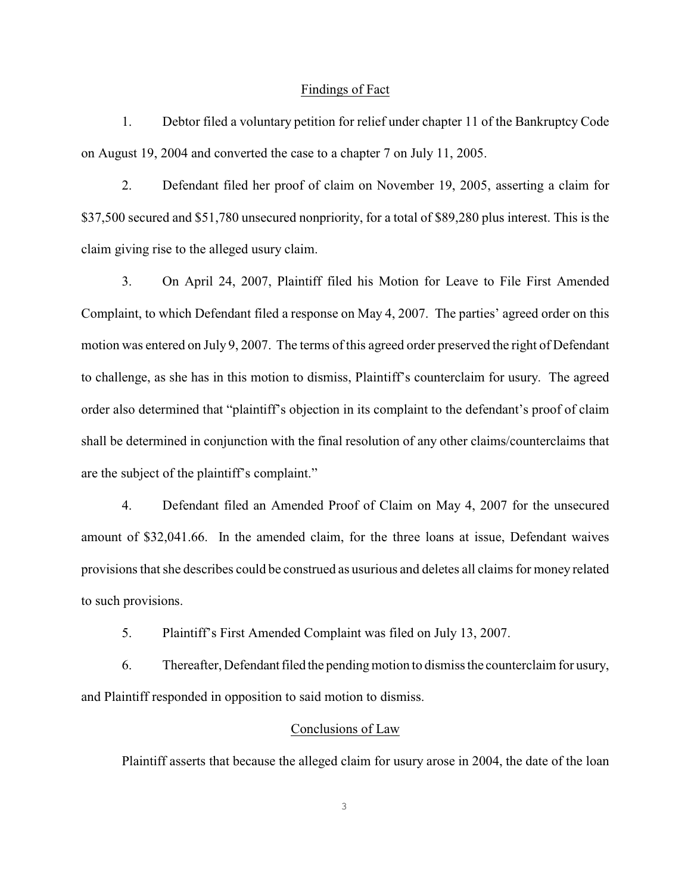## Findings of Fact

1. Debtor filed a voluntary petition for relief under chapter 11 of the Bankruptcy Code on August 19, 2004 and converted the case to a chapter 7 on July 11, 2005.

2. Defendant filed her proof of claim on November 19, 2005, asserting a claim for $37,500 secured and $51,780 unsecured nonpriority, for a total of $89,280 plus interest. This is the claim giving rise to the alleged usury claim.

3. On April 24, 2007, Plaintiff filed his Motion for Leave to File First Amended Complaint, to which Defendant filed a response on May 4, 2007. The parties' agreed order on this motion was entered on July 9, 2007. The terms of this agreed order preserved the right of Defendant to challenge, as she has in this motion to dismiss, Plaintiff's counterclaim for usury. The agreed order also determined that "plaintiff's objection in its complaint to the defendant's proof of claim shall be determined in conjunction with the final resolution of any other claims/counterclaims that are the subject of the plaintiff's complaint."

4. Defendant filed an Amended Proof of Claim on May 4, 2007 for the unsecured amount of $32,041.66. In the amended claim, for the three loans at issue, Defendant waives provisions that she describes could be construed as usurious and deletes all claims for money related to such provisions.

5. Plaintiff's First Amended Complaint was filed on July 13, 2007.

6. Thereafter, Defendant filed the pending motion to dismiss the counterclaim for usury, and Plaintiff responded in opposition to said motion to dismiss.

## Conclusions of Law

Plaintiff asserts that because the alleged claim for usury arose in 2004, the date of the loan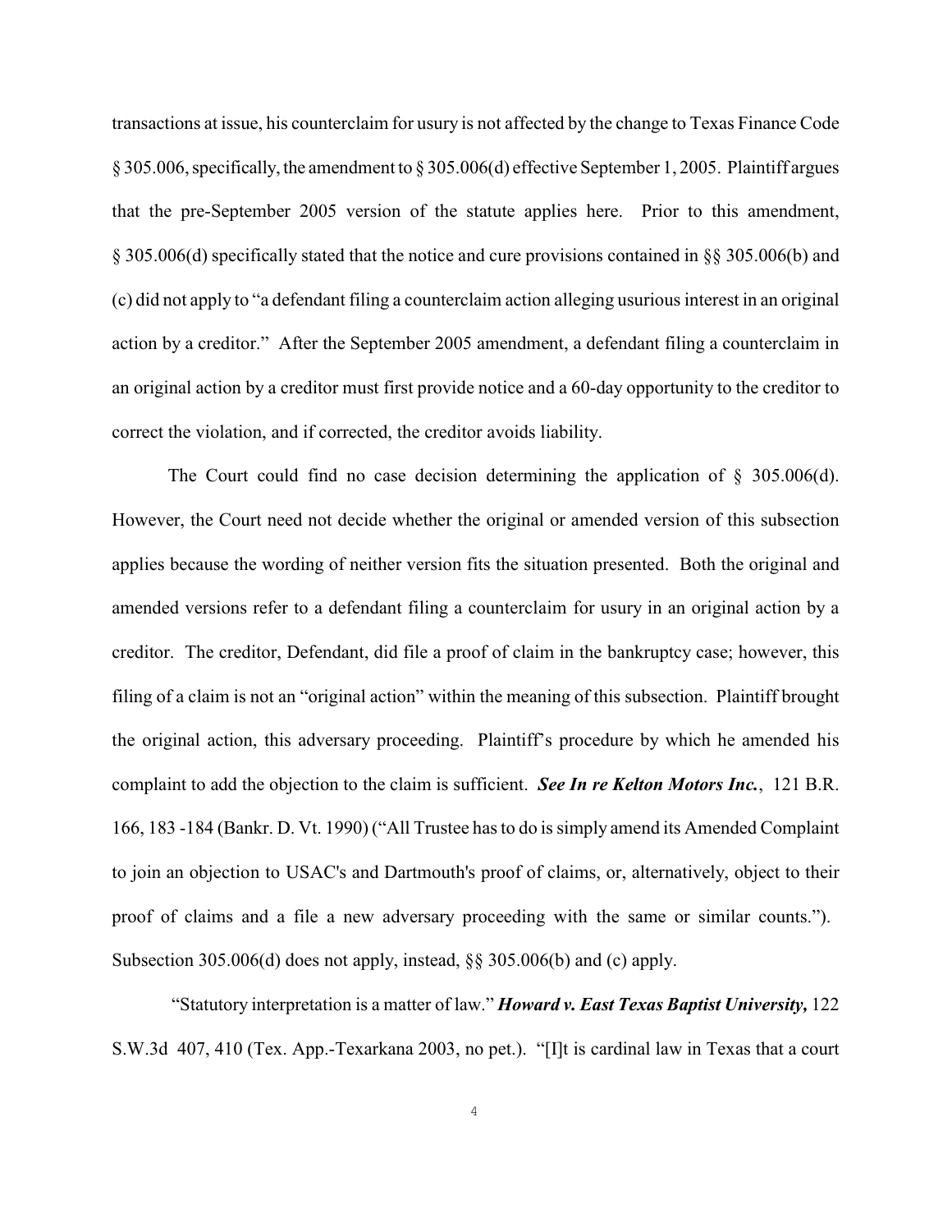transactions at issue, his counterclaim for usury is not affected by the change to Texas Finance Code § 305.006, specifically, the amendment to § 305.006(d) effective September 1, 2005. Plaintiff argues that the pre-September 2005 version of the statute applies here. Prior to this amendment, § 305.006(d) specifically stated that the notice and cure provisions contained in §§ 305.006(b) and (c) did not apply to "a defendant filing a counterclaim action alleging usurious interest in an original action by a creditor." After the September 2005 amendment, a defendant filing a counterclaim in an original action by a creditor must first provide notice and a 60-day opportunity to the creditor to correct the violation, and if corrected, the creditor avoids liability.

The Court could find no case decision determining the application of § 305.006(d). However, the Court need not decide whether the original or amended version of this subsection applies because the wording of neither version fits the situation presented. Both the original and amended versions refer to a defendant filing a counterclaim for usury in an original action by a creditor. The creditor, Defendant, did file a proof of claim in the bankruptcy case; however, this filing of a claim is not an "original action" within the meaning of this subsection. Plaintiff brought the original action, this adversary proceeding. Plaintiff's procedure by which he amended his complaint to add the objection to the claim is sufficient. ***See In re Kelton Motors Inc.***, 121 B.R. 166, 183 -184 (Bankr. D. Vt. 1990) ("All Trustee has to do is simply amend its Amended Complaint to join an objection to USAC's and Dartmouth's proof of claims, or, alternatively, object to their proof of claims and a file a new adversary proceeding with the same or similar counts."). Subsection 305.006(d) does not apply, instead, §§ 305.006(b) and (c) apply.

"Statutory interpretation is a matter of law." ***Howard v. East Texas Baptist University,*** 122 S.W.3d 407, 410 (Tex. App.-Texarkana 2003, no pet.). "[I]t is cardinal law in Texas that a court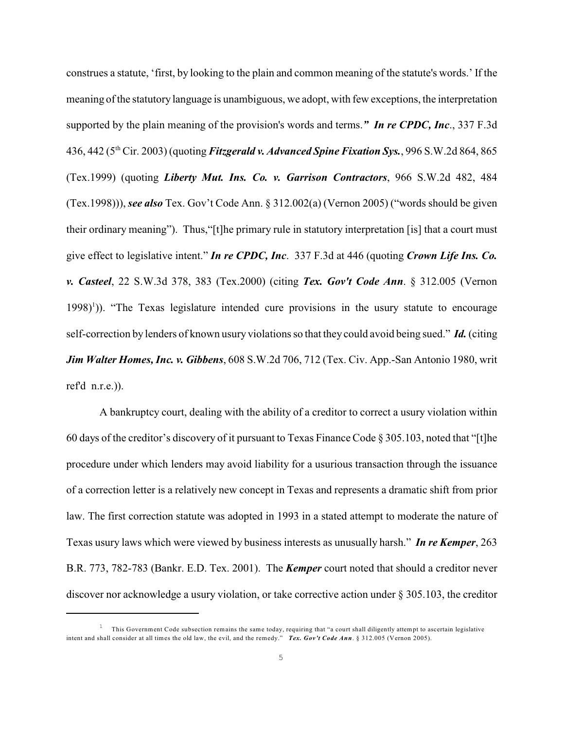construes a statute, 'first, by looking to the plain and common meaning of the statute's words.' If the meaning of the statutory language is unambiguous, we adopt, with few exceptions, the interpretation supported by the plain meaning of the provision's words and terms.***"*** ***In re CPDC, Inc***., 337 F.3d 436, 442 (5th Cir. 2003) (quoting ***Fitzgerald v. Advanced Spine Fixation Sys.***, 996 S.W.2d 864, 865 (Tex.1999) (quoting ***Liberty Mut. Ins. Co. v. Garrison Contractors***, 966 S.W.2d 482, 484 (Tex.1998))), ***see also*** Tex. Gov't Code Ann. § 312.002(a) (Vernon 2005) ("words should be given their ordinary meaning"). Thus,"[t]he primary rule in statutory interpretation [is] that a court must give effect to legislative intent." ***In re CPDC, Inc***. 337 F.3d at 446 (quoting ***Crown Life Ins. Co. v. Casteel***, 22 S.W.3d 378, 383 (Tex.2000) (citing ***Tex. Gov't Code Ann***. § 312.005 (Vernon 1998)[1])). "The Texas legislature intended cure provisions in the usury statute to encourage self-correction by lenders of known usury violations so that they could avoid being sued." ***Id.*** (citing ***Jim Walter Homes, Inc. v. Gibbens***, 608 S.W.2d 706, 712 (Tex. Civ. App.-San Antonio 1980, writ ref'd n.r.e.)).

A bankruptcy court, dealing with the ability of a creditor to correct a usury violation within 60 days of the creditor's discovery of it pursuant to Texas Finance Code § 305.103, noted that "[t]he procedure under which lenders may avoid liability for a usurious transaction through the issuance of a correction letter is a relatively new concept in Texas and represents a dramatic shift from prior law. The first correction statute was adopted in 1993 in a stated attempt to moderate the nature of Texas usury laws which were viewed by business interests as unusually harsh." ***In re Kemper***, 263 B.R. 773, 782-783 (Bankr. E.D. Tex. 2001). The ***Kemper*** court noted that should a creditor never discover nor acknowledge a usury violation, or take corrective action under § 305.103, the creditor

---

[1] This Government Code subsection remains the same today, requiring that "a court shall diligently attempt to ascertain legislative intent and shall consider at all times the old law, the evil, and the remedy." ***Tex. Gov't Code Ann***. § 312.005 (Vernon 2005).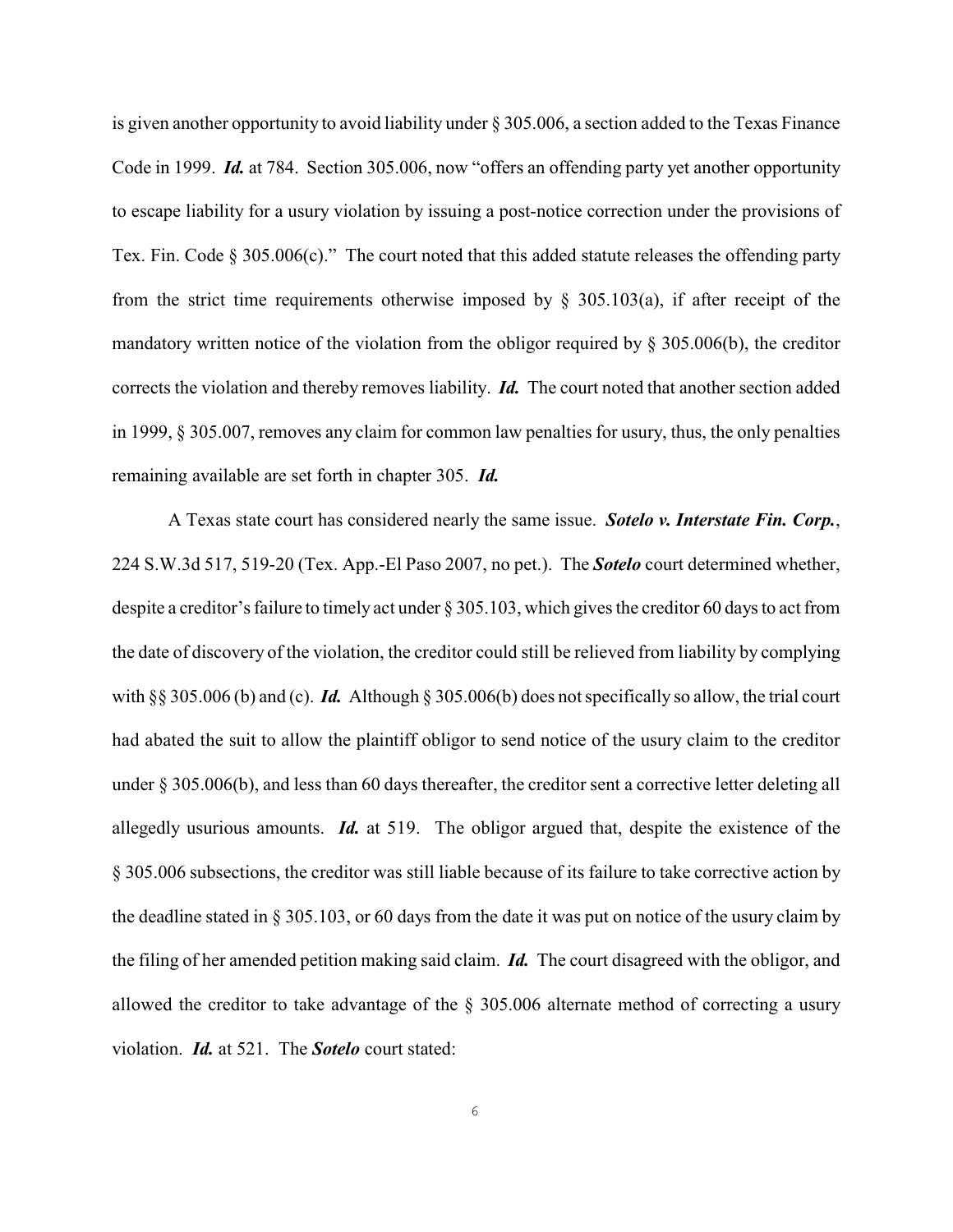is given another opportunity to avoid liability under § 305.006, a section added to the Texas Finance Code in 1999. ***Id.*** at 784. Section 305.006, now "offers an offending party yet another opportunity to escape liability for a usury violation by issuing a post-notice correction under the provisions of Tex. Fin. Code § 305.006(c)." The court noted that this added statute releases the offending party from the strict time requirements otherwise imposed by § 305.103(a), if after receipt of the mandatory written notice of the violation from the obligor required by § 305.006(b), the creditor corrects the violation and thereby removes liability. ***Id.*** The court noted that another section added in 1999, § 305.007, removes any claim for common law penalties for usury, thus, the only penalties remaining available are set forth in chapter 305. ***Id.***

A Texas state court has considered nearly the same issue. ***Sotelo v. Interstate Fin. Corp.***, 224 S.W.3d 517, 519-20 (Tex. App.-El Paso 2007, no pet.). The ***Sotelo*** court determined whether, despite a creditor's failure to timely act under § 305.103, which gives the creditor 60 days to act from the date of discovery of the violation, the creditor could still be relieved from liability by complying with §§ 305.006 (b) and (c). ***Id.*** Although § 305.006(b) does not specifically so allow, the trial court had abated the suit to allow the plaintiff obligor to send notice of the usury claim to the creditor under § 305.006(b), and less than 60 days thereafter, the creditor sent a corrective letter deleting all allegedly usurious amounts. ***Id.*** at 519. The obligor argued that, despite the existence of the § 305.006 subsections, the creditor was still liable because of its failure to take corrective action by the deadline stated in § 305.103, or 60 days from the date it was put on notice of the usury claim by the filing of her amended petition making said claim. ***Id.*** The court disagreed with the obligor, and allowed the creditor to take advantage of the § 305.006 alternate method of correcting a usury violation. ***Id.*** at 521. The ***Sotelo*** court stated: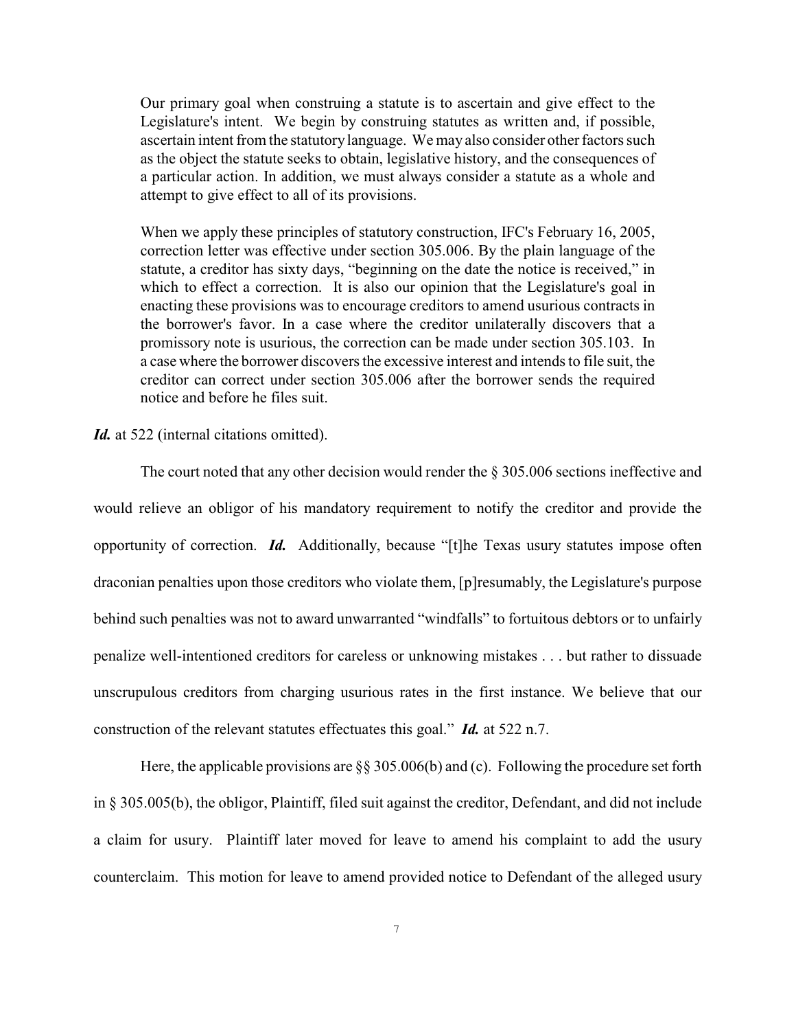> Our primary goal when construing a statute is to ascertain and give effect to the Legislature's intent. We begin by construing statutes as written and, if possible, ascertain intent from the statutory language. We may also consider other factors such as the object the statute seeks to obtain, legislative history, and the consequences of a particular action. In addition, we must always consider a statute as a whole and attempt to give effect to all of its provisions.
>
> When we apply these principles of statutory construction, IFC's February 16, 2005, correction letter was effective under section 305.006. By the plain language of the statute, a creditor has sixty days, "beginning on the date the notice is received," in which to effect a correction. It is also our opinion that the Legislature's goal in enacting these provisions was to encourage creditors to amend usurious contracts in the borrower's favor. In a case where the creditor unilaterally discovers that a promissory note is usurious, the correction can be made under section 305.103. In a case where the borrower discovers the excessive interest and intends to file suit, the creditor can correct under section 305.006 after the borrower sends the required notice and before he files suit.

***Id.*** at 522 (internal citations omitted).

The court noted that any other decision would render the § 305.006 sections ineffective and would relieve an obligor of his mandatory requirement to notify the creditor and provide the opportunity of correction. ***Id.*** Additionally, because "[t]he Texas usury statutes impose often draconian penalties upon those creditors who violate them, [p]resumably, the Legislature's purpose behind such penalties was not to award unwarranted "windfalls" to fortuitous debtors or to unfairly penalize well-intentioned creditors for careless or unknowing mistakes . . . but rather to dissuade unscrupulous creditors from charging usurious rates in the first instance. We believe that our construction of the relevant statutes effectuates this goal." ***Id.*** at 522 n.7.

Here, the applicable provisions are §§ 305.006(b) and (c). Following the procedure set forth in § 305.005(b), the obligor, Plaintiff, filed suit against the creditor, Defendant, and did not include a claim for usury. Plaintiff later moved for leave to amend his complaint to add the usury counterclaim. This motion for leave to amend provided notice to Defendant of the alleged usury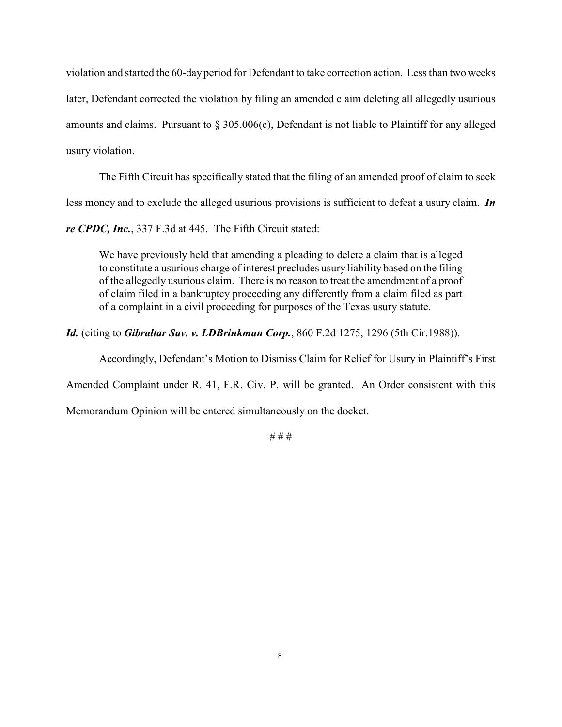violation and started the 60-day period for Defendant to take correction action. Less than two weeks later, Defendant corrected the violation by filing an amended claim deleting all allegedly usurious amounts and claims. Pursuant to § 305.006(c), Defendant is not liable to Plaintiff for any alleged usury violation.

The Fifth Circuit has specifically stated that the filing of an amended proof of claim to seek less money and to exclude the alleged usurious provisions is sufficient to defeat a usury claim. ***In re CPDC, Inc.***, 337 F.3d at 445. The Fifth Circuit stated:

> We have previously held that amending a pleading to delete a claim that is alleged to constitute a usurious charge of interest precludes usury liability based on the filing of the allegedly usurious claim. There is no reason to treat the amendment of a proof of claim filed in a bankruptcy proceeding any differently from a claim filed as part of a complaint in a civil proceeding for purposes of the Texas usury statute.

***Id.*** (citing to ***Gibraltar Sav. v. LDBrinkman Corp.***, 860 F.2d 1275, 1296 (5th Cir.1988)).

Accordingly, Defendant's Motion to Dismiss Claim for Relief for Usury in Plaintiff's First Amended Complaint under R. 41, F.R. Civ. P. will be granted. An Order consistent with this Memorandum Opinion will be entered simultaneously on the docket.

# # #